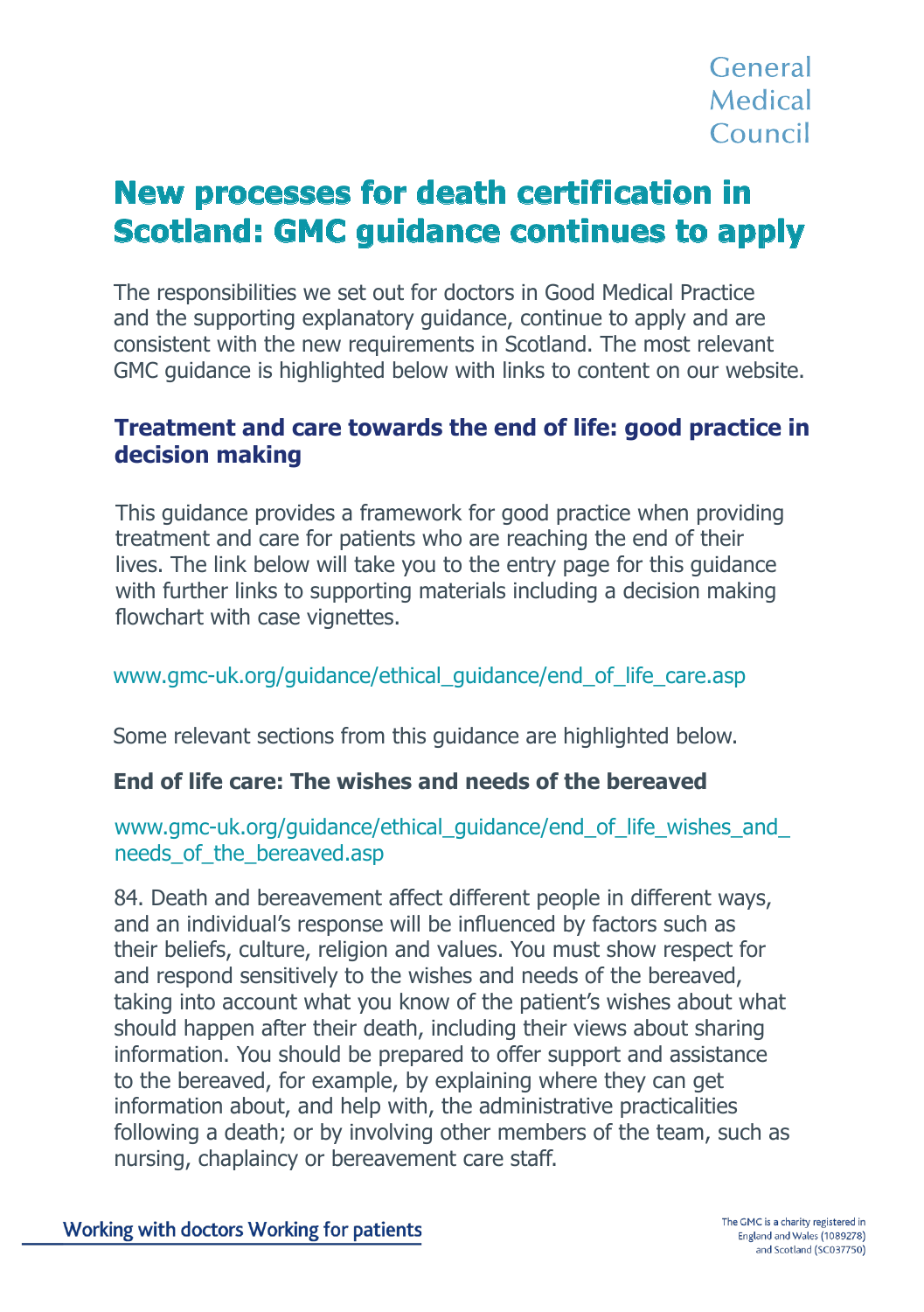# New processes for death certification in Scotland: GMC guidance continues to apply

The responsibilities we set out for doctors in Good Medical Practice and the supporting explanatory guidance, continue to apply and are consistent with the new requirements in Scotland. The most relevant GMC guidance is highlighted below with links to content on our website.

## Treatment and care towards the end of life: good practice in decision making

This guidance provides a framework for good practice when providing treatment and care for patients who are reaching the end of their lives. The link below will take you to the entry page for this guidance with further links to supporting materials including a decision making flowchart with case vignettes.

www.gmc-uk.org/guidance/ethical_guidance/end_of_life_care.asp

Some relevant sections from this guidance are highlighted below.

### End of life care: The wishes and needs of the bereaved

www.gmc-uk.org/guidance/ethical_guidance/end_of_life_wishes_and_needs_of_the_bereaved.asp

84. Death and bereavement affect different people in different ways, and an individual's response will be influenced by factors such as their beliefs, culture, religion and values. You must show respect for and respond sensitively to the wishes and needs of the bereaved, taking into account what you know of the patient's wishes about what should happen after their death, including their views about sharing information. You should be prepared to offer support and assistance to the bereaved, for example, by explaining where they can get information about, and help with, the administrative practicalities following a death; or by involving other members of the team, such as nursing, chaplaincy or bereavement care staff.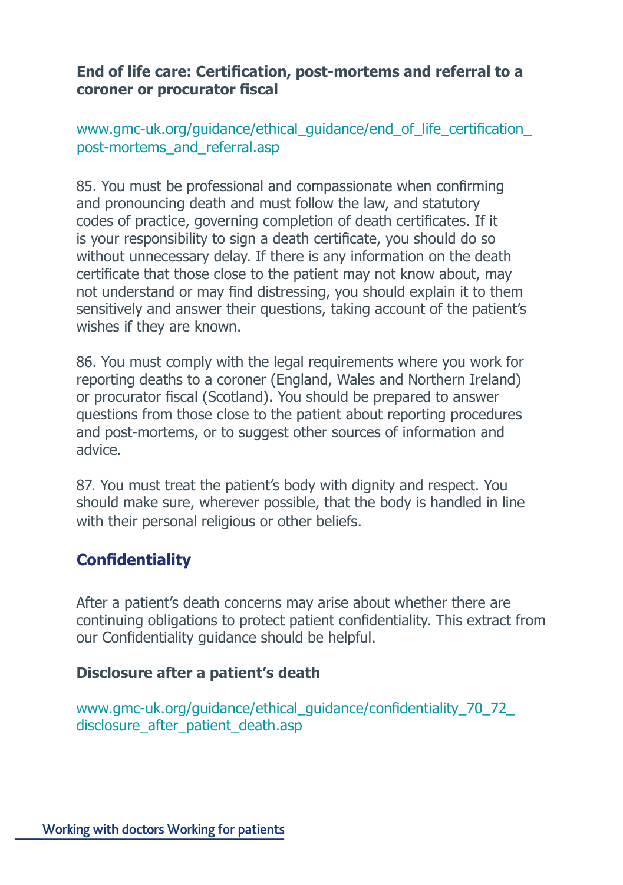**End of life care: Certification, post-mortems and referral to a coroner or procurator fiscal**

www.gmc-uk.org/guidance/ethical_guidance/end_of_life_certification_post-mortems_and_referral.asp

85. You must be professional and compassionate when confirming and pronouncing death and must follow the law, and statutory codes of practice, governing completion of death certificates. If it is your responsibility to sign a death certificate, you should do so without unnecessary delay. If there is any information on the death certificate that those close to the patient may not know about, may not understand or may find distressing, you should explain it to them sensitively and answer their questions, taking account of the patient's wishes if they are known.

86. You must comply with the legal requirements where you work for reporting deaths to a coroner (England, Wales and Northern Ireland) or procurator fiscal (Scotland). You should be prepared to answer questions from those close to the patient about reporting procedures and post-mortems, or to suggest other sources of information and advice.

87. You must treat the patient's body with dignity and respect. You should make sure, wherever possible, that the body is handled in line with their personal religious or other beliefs.

## Confidentiality

After a patient's death concerns may arise about whether there are continuing obligations to protect patient confidentiality. This extract from our Confidentiality guidance should be helpful.

**Disclosure after a patient's death**

www.gmc-uk.org/guidance/ethical_guidance/confidentiality_70_72_disclosure_after_patient_death.asp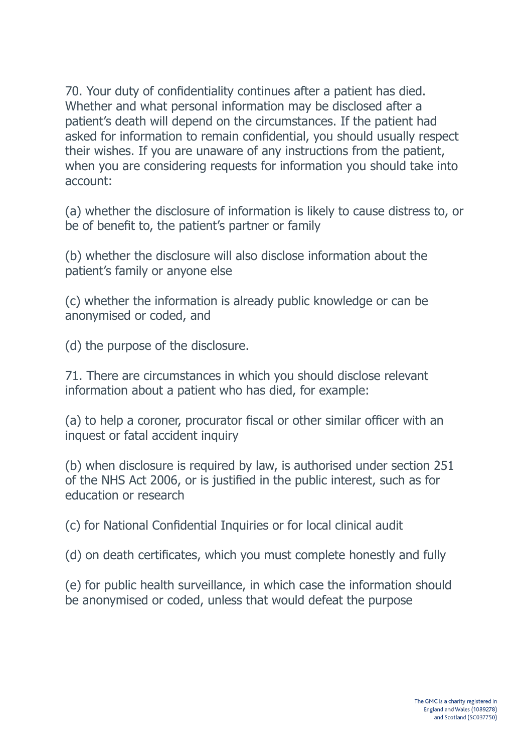70. Your duty of confidentiality continues after a patient has died. Whether and what personal information may be disclosed after a patient's death will depend on the circumstances. If the patient had asked for information to remain confidential, you should usually respect their wishes. If you are unaware of any instructions from the patient, when you are considering requests for information you should take into account:

(a) whether the disclosure of information is likely to cause distress to, or be of benefit to, the patient's partner or family

(b) whether the disclosure will also disclose information about the patient's family or anyone else

(c) whether the information is already public knowledge or can be anonymised or coded, and

(d) the purpose of the disclosure.

71. There are circumstances in which you should disclose relevant information about a patient who has died, for example:

(a) to help a coroner, procurator fiscal or other similar officer with an inquest or fatal accident inquiry

(b) when disclosure is required by law, is authorised under section 251 of the NHS Act 2006, or is justified in the public interest, such as for education or research

(c) for National Confidential Inquiries or for local clinical audit

(d) on death certificates, which you must complete honestly and fully

(e) for public health surveillance, in which case the information should be anonymised or coded, unless that would defeat the purpose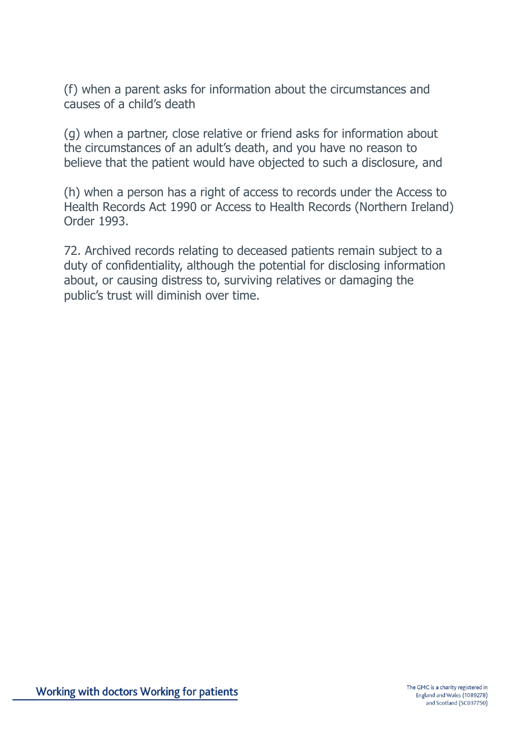(f) when a parent asks for information about the circumstances and causes of a child's death

(g) when a partner, close relative or friend asks for information about the circumstances of an adult's death, and you have no reason to believe that the patient would have objected to such a disclosure, and

(h) when a person has a right of access to records under the Access to Health Records Act 1990 or Access to Health Records (Northern Ireland) Order 1993.

72. Archived records relating to deceased patients remain subject to a duty of confidentiality, although the potential for disclosing information about, or causing distress to, surviving relatives or damaging the public's trust will diminish over time.